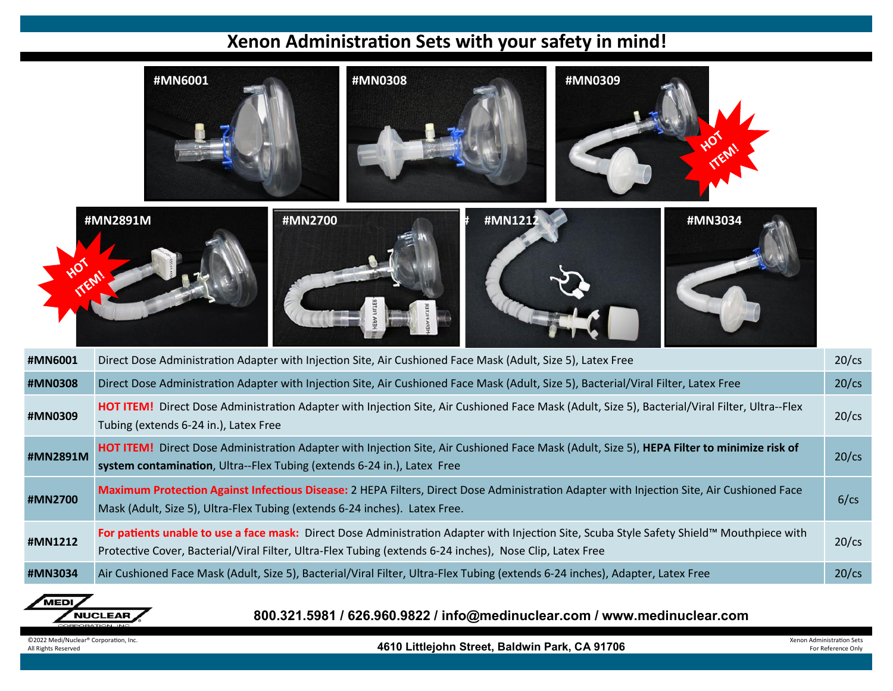# Xenon Administration Sets with your safety in mind!

#MN6001

#MN0308

#MN0309

HOT ITEM!

#MN2891M

HOT ITEM!

#MN2700

#MN1212

#MN3034

| | | |
|---|---|---|
| **#MN6001** | Direct Dose Administration Adapter with Injection Site, Air Cushioned Face Mask (Adult, Size 5), Latex Free | 20/cs |
| **#MN0308** | Direct Dose Administration Adapter with Injection Site, Air Cushioned Face Mask (Adult, Size 5), Bacterial/Viral Filter, Latex Free | 20/cs |
| **#MN0309** | **HOT ITEM!** Direct Dose Administration Adapter with Injection Site, Air Cushioned Face Mask (Adult, Size 5), Bacterial/Viral Filter, Ultra--Flex Tubing (extends 6-24 in.), Latex Free | 20/cs |
| **#MN2891M** | **HOT ITEM!** Direct Dose Administration Adapter with Injection Site, Air Cushioned Face Mask (Adult, Size 5), **HEPA Filter to minimize risk of system contamination**, Ultra--Flex Tubing (extends 6-24 in.), Latex Free | 20/cs |
| **#MN2700** | **Maximum Protection Against Infectious Disease:** 2 HEPA Filters, Direct Dose Administration Adapter with Injection Site, Air Cushioned Face Mask (Adult, Size 5), Ultra-Flex Tubing (extends 6-24 inches). Latex Free. | 6/cs |
| **#MN1212** | **For patients unable to use a face mask:** Direct Dose Administration Adapter with Injection Site, Scuba Style Safety Shield™ Mouthpiece with Protective Cover, Bacterial/Viral Filter, Ultra-Flex Tubing (extends 6-24 inches), Nose Clip, Latex Free | 20/cs |
| **#MN3034** | Air Cushioned Face Mask (Adult, Size 5), Bacterial/Viral Filter, Ultra-Flex Tubing (extends 6-24 inches), Adapter, Latex Free | 20/cs |

MEDI NUCLEAR CORPORATION, INC.

**800.321.5981 / 626.960.9822 / info@medinuclear.com / www.medinuclear.com**

©2022 Medi/Nuclear® Corporation, Inc.
All Rights Reserved

**4610 Littlejohn Street, Baldwin Park, CA 91706**

Xenon Administration Sets
For Reference Only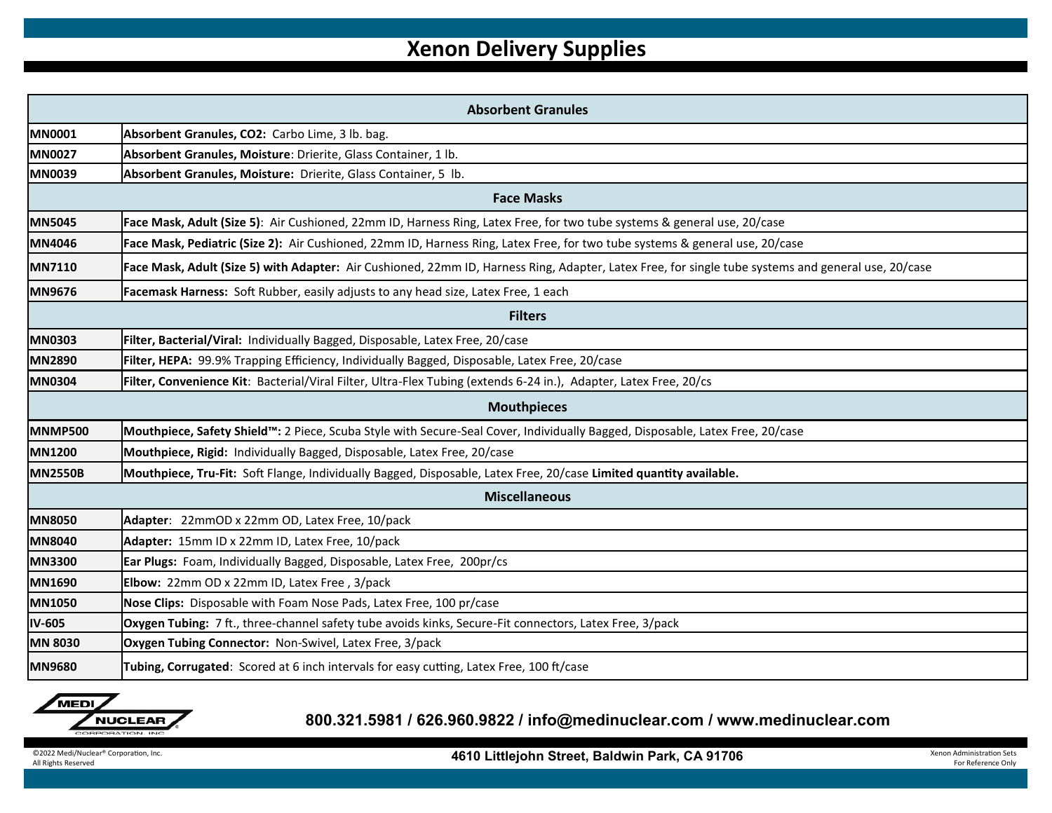# Xenon Delivery Supplies

| | |
|---|---|
| **Absorbent Granules** | |
| **MN0001** | **Absorbent Granules, CO2:** Carbo Lime, 3 lb. bag. |
| **MN0027** | **Absorbent Granules, Moisture**: Drierite, Glass Container, 1 lb. |
| **MN0039** | **Absorbent Granules, Moisture:** Drierite, Glass Container, 5 lb. |
| **Face Masks** | |
| **MN5045** | **Face Mask, Adult (Size 5)**: Air Cushioned, 22mm ID, Harness Ring, Latex Free, for two tube systems & general use, 20/case |
| **MN4046** | **Face Mask, Pediatric (Size 2):** Air Cushioned, 22mm ID, Harness Ring, Latex Free, for two tube systems & general use, 20/case |
| **MN7110** | **Face Mask, Adult (Size 5) with Adapter:** Air Cushioned, 22mm ID, Harness Ring, Adapter, Latex Free, for single tube systems and general use, 20/case |
| **MN9676** | **Facemask Harness:** Soft Rubber, easily adjusts to any head size, Latex Free, 1 each |
| **Filters** | |
| **MN0303** | **Filter, Bacterial/Viral:** Individually Bagged, Disposable, Latex Free, 20/case |
| **MN2890** | **Filter, HEPA:** 99.9% Trapping Efficiency, Individually Bagged, Disposable, Latex Free, 20/case |
| **MN0304** | **Filter, Convenience Kit**: Bacterial/Viral Filter, Ultra-Flex Tubing (extends 6-24 in.), Adapter, Latex Free, 20/cs |
| **Mouthpieces** | |
| **MNMP500** | **Mouthpiece, Safety Shield™:** 2 Piece, Scuba Style with Secure-Seal Cover, Individually Bagged, Disposable, Latex Free, 20/case |
| **MN1200** | **Mouthpiece, Rigid:** Individually Bagged, Disposable, Latex Free, 20/case |
| **MN2550B** | **Mouthpiece, Tru-Fit:** Soft Flange, Individually Bagged, Disposable, Latex Free, 20/case **Limited quantity available.** |
| **Miscellaneous** | |
| **MN8050** | **Adapter**: 22mmOD x 22mm OD, Latex Free, 10/pack |
| **MN8040** | **Adapter:** 15mm ID x 22mm ID, Latex Free, 10/pack |
| **MN3300** | **Ear Plugs:** Foam, Individually Bagged, Disposable, Latex Free, 200pr/cs |
| **MN1690** | **Elbow:** 22mm OD x 22mm ID, Latex Free , 3/pack |
| **MN1050** | **Nose Clips:** Disposable with Foam Nose Pads, Latex Free, 100 pr/case |
| **IV-605** | **Oxygen Tubing:** 7 ft., three-channel safety tube avoids kinks, Secure-Fit connectors, Latex Free, 3/pack |
| **MN 8030** | **Oxygen Tubing Connector:** Non-Swivel, Latex Free, 3/pack |
| **MN9680** | **Tubing, Corrugated**: Scored at 6 inch intervals for easy cutting, Latex Free, 100 ft/case |

MEDI NUCLEAR CORPORATION, INC.

**800.321.5981 / 626.960.9822 / info@medinuclear.com / www.medinuclear.com**

**4610 Littlejohn Street, Baldwin Park, CA 91706**

©2022 Medi/Nuclear® Corporation, Inc.
All Rights Reserved

Xenon Administration Sets
For Reference Only